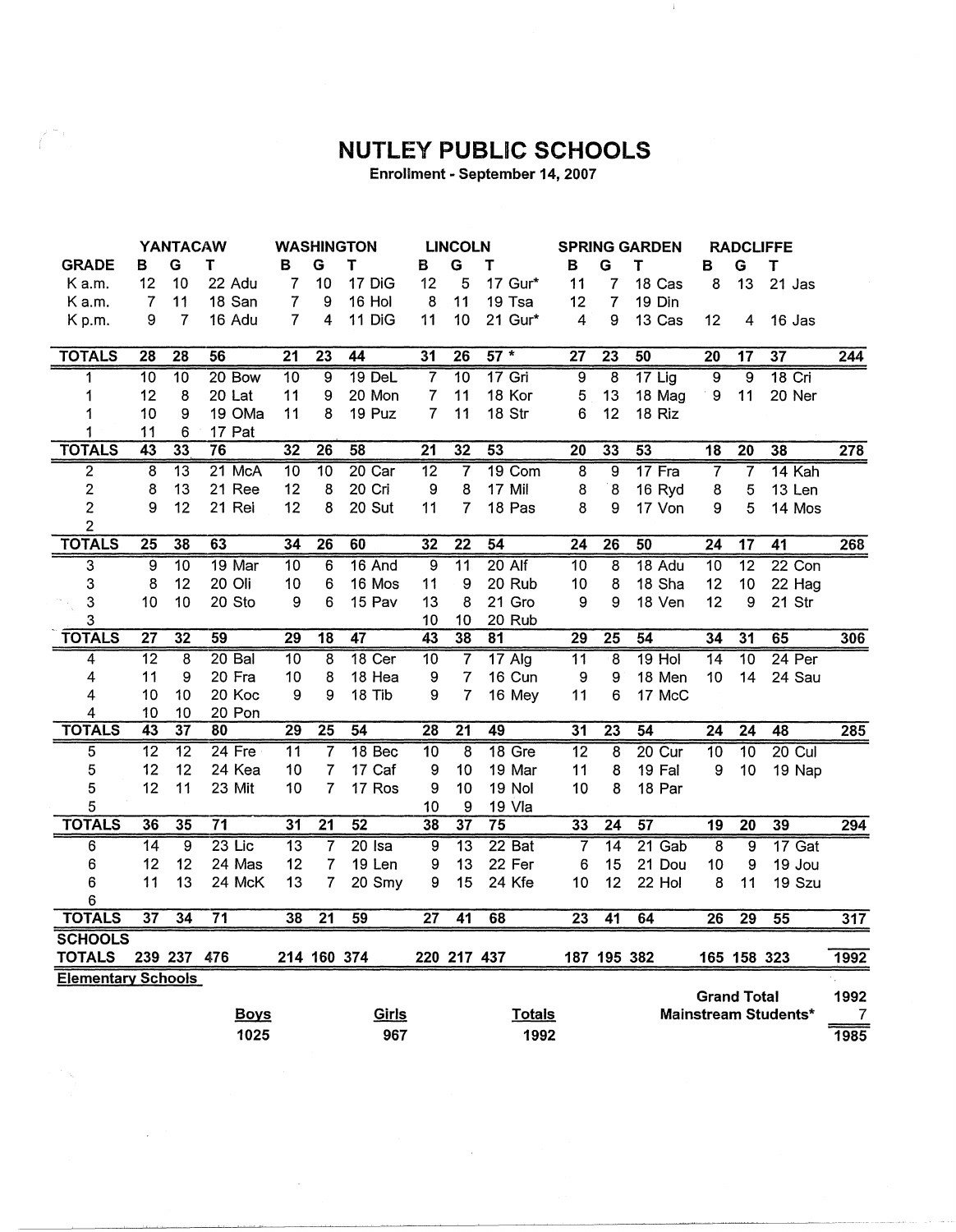# NUTLEY PUBLIC SCHOOLS

Enrollment - September 14, 2007

| | YANTACAW | | | WASHINGTON | | | LINCOLN | | | SPRING GARDEN | | | RADCLIFFE | | | |
|---|---|---|---|---|---|---|---|---|---|---|---|---|---|---|---|---|
| GRADE | B | G | T | B | G | T | B | G | T | B | G | T | B | G | T | |
| K a.m. | 12 | 10 | 22 Adu | 7 | 10 | 17 DiG | 12 | 5 | 17 Gur* | 11 | 7 | 18 Cas | 8 | 13 | 21 Jas | |
| K a.m. | 7 | 11 | 18 San | 7 | 9 | 16 Hol | 8 | 11 | 19 Tsa | 12 | 7 | 19 Din | | | | |
| K p.m. | 9 | 7 | 16 Adu | 7 | 4 | 11 DiG | 11 | 10 | 21 Gur* | 4 | 9 | 13 Cas | 12 | 4 | 16 Jas | |
| TOTALS | 28 | 28 | 56 | 21 | 23 | 44 | 31 | 26 | 57 * | 27 | 23 | 50 | 20 | 17 | 37 | 244 |
| 1 | 10 | 10 | 20 Bow | 10 | 9 | 19 DeL | 7 | 10 | 17 Gri | 9 | 8 | 17 Lig | 9 | 9 | 18 Cri | |
| 1 | 12 | 8 | 20 Lat | 11 | 9 | 20 Mon | 7 | 11 | 18 Kor | 5 | 13 | 18 Mag | 9 | 11 | 20 Ner | |
| 1 | 10 | 9 | 19 OMa | 11 | 8 | 19 Puz | 7 | 11 | 18 Str | 6 | 12 | 18 Riz | | | | |
| 1 | 11 | 6 | 17 Pat | | | | | | | | | | | | | |
| TOTALS | 43 | 33 | 76 | 32 | 26 | 58 | 21 | 32 | 53 | 20 | 33 | 53 | 18 | 20 | 38 | 278 |
| 2 | 8 | 13 | 21 McA | 10 | 10 | 20 Car | 12 | 7 | 19 Com | 8 | 9 | 17 Fra | 7 | 7 | 14 Kah | |
| 2 | 8 | 13 | 21 Ree | 12 | 8 | 20 Cri | 9 | 8 | 17 Mil | 8 | 8 | 16 Ryd | 8 | 5 | 13 Len | |
| 2 | 9 | 12 | 21 Rei | 12 | 8 | 20 Sut | 11 | 7 | 18 Pas | 8 | 9 | 17 Von | 9 | 5 | 14 Mos | |
| 2 | | | | | | | | | | | | | | | | |
| TOTALS | 25 | 38 | 63 | 34 | 26 | 60 | 32 | 22 | 54 | 24 | 26 | 50 | 24 | 17 | 41 | 268 |
| 3 | 9 | 10 | 19 Mar | 10 | 6 | 16 And | 9 | 11 | 20 Alf | 10 | 8 | 18 Adu | 10 | 12 | 22 Con | |
| 3 | 8 | 12 | 20 Oli | 10 | 6 | 16 Mos | 11 | 9 | 20 Rub | 10 | 8 | 18 Sha | 12 | 10 | 22 Hag | |
| 3 | 10 | 10 | 20 Sto | 9 | 6 | 15 Pav | 13 | 8 | 21 Gro | 9 | 9 | 18 Ven | 12 | 9 | 21 Str | |
| 3 | | | | | | | 10 | 10 | 20 Rub | | | | | | | |
| TOTALS | 27 | 32 | 59 | 29 | 18 | 47 | 43 | 38 | 81 | 29 | 25 | 54 | 34 | 31 | 65 | 306 |
| 4 | 12 | 8 | 20 Bal | 10 | 8 | 18 Cer | 10 | 7 | 17 Alg | 11 | 8 | 19 Hol | 14 | 10 | 24 Per | |
| 4 | 11 | 9 | 20 Fra | 10 | 8 | 18 Hea | 9 | 7 | 16 Cun | 9 | 9 | 18 Men | 10 | 14 | 24 Sau | |
| 4 | 10 | 10 | 20 Koc | 9 | 9 | 18 Tib | 9 | 7 | 16 Mey | 11 | 6 | 17 McC | | | | |
| 4 | 10 | 10 | 20 Pon | | | | | | | | | | | | | |
| TOTALS | 43 | 37 | 80 | 29 | 25 | 54 | 28 | 21 | 49 | 31 | 23 | 54 | 24 | 24 | 48 | 285 |
| 5 | 12 | 12 | 24 Fre | 11 | 7 | 18 Bec | 10 | 8 | 18 Gre | 12 | 8 | 20 Cur | 10 | 10 | 20 Cul | |
| 5 | 12 | 12 | 24 Kea | 10 | 7 | 17 Caf | 9 | 10 | 19 Mar | 11 | 8 | 19 Fal | 9 | 10 | 19 Nap | |
| 5 | 12 | 11 | 23 Mit | 10 | 7 | 17 Ros | 9 | 10 | 19 Nol | 10 | 8 | 18 Par | | | | |
| 5 | | | | | | | 10 | 9 | 19 Vla | | | | | | | |
| TOTALS | 36 | 35 | 71 | 31 | 21 | 52 | 38 | 37 | 75 | 33 | 24 | 57 | 19 | 20 | 39 | 294 |
| 6 | 14 | 9 | 23 Lic | 13 | 7 | 20 Isa | 9 | 13 | 22 Bat | 7 | 14 | 21 Gab | 8 | 9 | 17 Gat | |
| 6 | 12 | 12 | 24 Mas | 12 | 7 | 19 Len | 9 | 13 | 22 Fer | 6 | 15 | 21 Dou | 10 | 9 | 19 Jou | |
| 6 | 11 | 13 | 24 McK | 13 | 7 | 20 Smy | 9 | 15 | 24 Kfe | 10 | 12 | 22 Hol | 8 | 11 | 19 Szu | |
| 6 | | | | | | | | | | | | | | | | |
| TOTALS | 37 | 34 | 71 | 38 | 21 | 59 | 27 | 41 | 68 | 23 | 41 | 64 | 26 | 29 | 55 | 317 |
| SCHOOLS TOTALS | 239 | 237 | 476 | 214 | 160 | 374 | 220 | 217 | 437 | 187 | 195 | 382 | 165 | 158 | 323 | 1992 |

**Elementary Schools**

| Boys | Girls | Totals |
|---|---|---|
| 1025 | 967 | 1992 |

| | |
|---|---|
| Grand Total | 1992 |
| Mainstream Students* | 7 |
| | 1985 |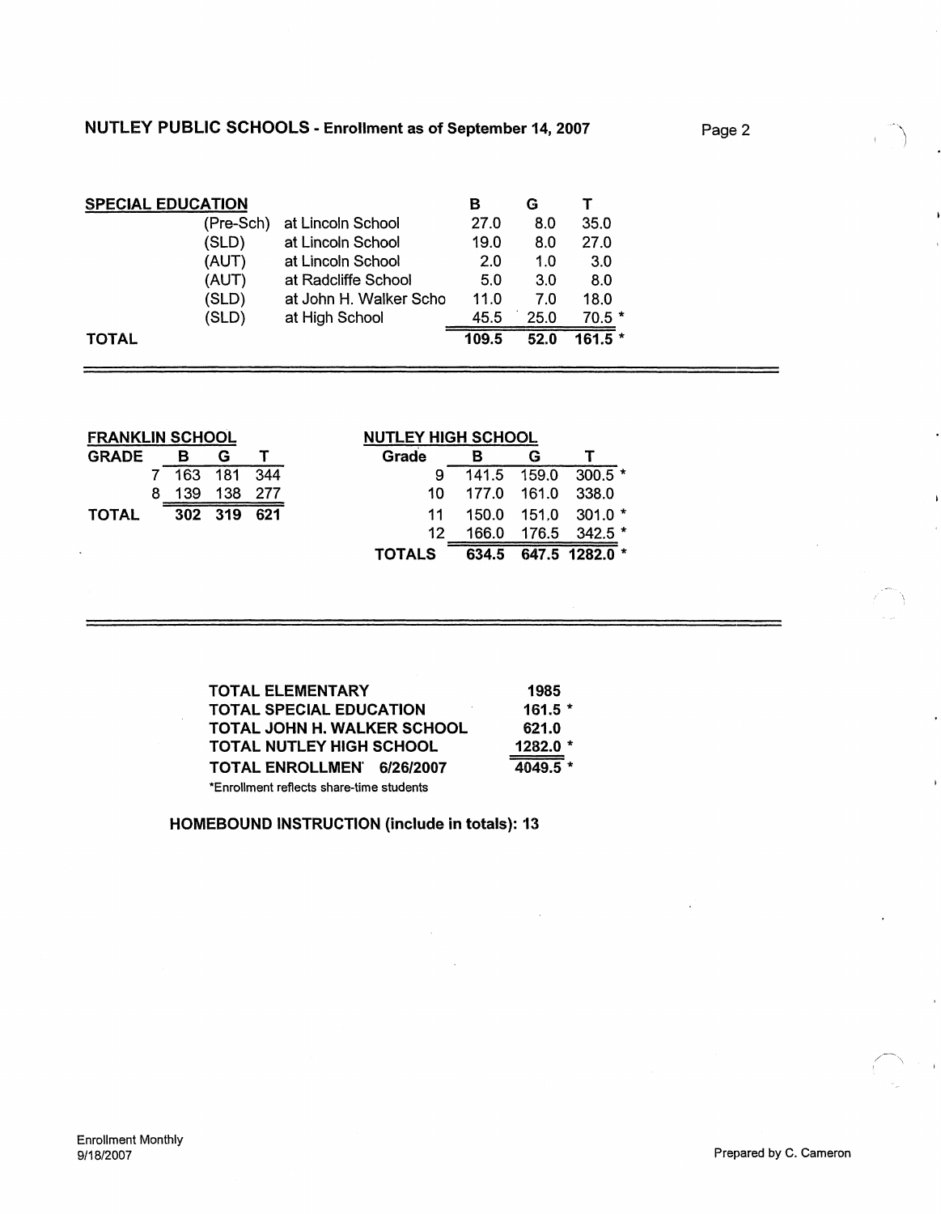## NUTLEY PUBLIC SCHOOLS - Enrollment as of September 14, 2007

| SPECIAL EDUCATION | | | B | G | T |
|---|---|---|---|---|---|
| | (Pre-Sch) | at Lincoln School | 27.0 | 8.0 | 35.0 |
| | (SLD) | at Lincoln School | 19.0 | 8.0 | 27.0 |
| | (AUT) | at Lincoln School | 2.0 | 1.0 | 3.0 |
| | (AUT) | at Radcliffe School | 5.0 | 3.0 | 8.0 |
| | (SLD) | at John H. Walker Scho | 11.0 | 7.0 | 18.0 |
| | (SLD) | at High School | 45.5 | 25.0 | 70.5 * |
| **TOTAL** | | | **109.5** | **52.0** | **161.5 *** |

**FRANKLIN SCHOOL**

| GRADE | B | G | T |
|---|---|---|---|
| 7 | 163 | 181 | 344 |
| 8 | 139 | 138 | 277 |
| **TOTAL** | **302** | **319** | **621** |

**NUTLEY HIGH SCHOOL**

| Grade | B | G | T |
|---|---|---|---|
| 9 | 141.5 | 159.0 | 300.5 * |
| 10 | 177.0 | 161.0 | 338.0 |
| 11 | 150.0 | 151.0 | 301.0 * |
| 12 | 166.0 | 176.5 | 342.5 * |
| **TOTALS** | **634.5** | **647.5** | **1282.0 *** |

| | |
|---|---|
| **TOTAL ELEMENTARY** | **1985** |
| **TOTAL SPECIAL EDUCATION** | **161.5 *** |
| **TOTAL JOHN H. WALKER SCHOOL** | **621.0** |
| **TOTAL NUTLEY HIGH SCHOOL** | **1282.0 *** |
| **TOTAL ENROLLMEN' 6/26/2007** | **4049.5 *** |

*Enrollment reflects share-time students

**HOMEBOUND INSTRUCTION (include in totals): 13**

Enrollment Monthly
9/18/2007

Prepared by C. Cameron